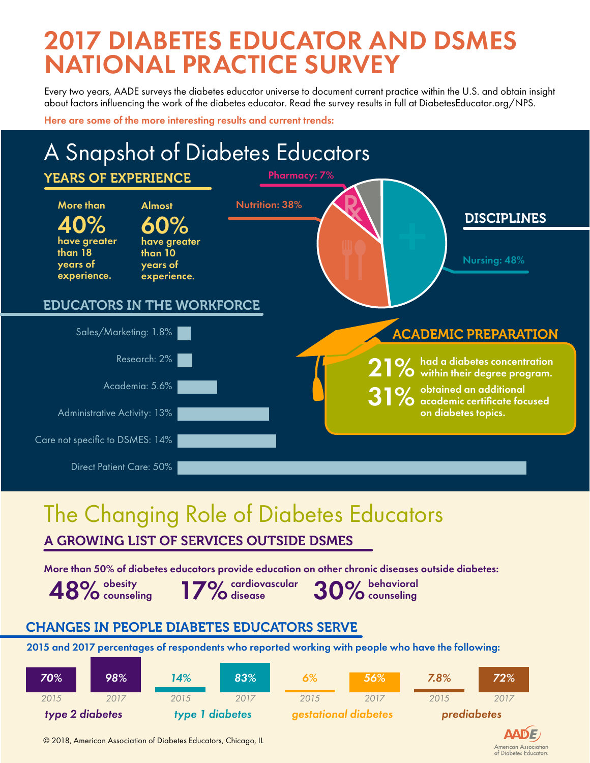# 2017 DIABETES EDUCATOR AND DSMES NATIONAL PRACTICE SURVEY

Every two years, AADE surveys the diabetes educator universe to document current practice within the U.S. and obtain insight about factors influencing the work of the diabetes educator. Read the survey results in full at DiabetesEducator.org/NPS.

**Here are some of the more interesting results and current trends:**

## A Snapshot of Diabetes Educators

### YEARS OF EXPERIENCE

**More than 40%** have greater than 18 years of experience.

**Almost 60%** have greater than 10 years of experience.

### DISCIPLINES

- Nursing: 48%
- Nutrition: 38%
- Pharmacy: 7%

### EDUCATORS IN THE WORKFORCE

| Area | Percentage |
| --- | --- |
| Sales/Marketing | 1.8% |
| Research | 2% |
| Academia | 5.6% |
| Administrative Activity | 13% |
| Care not specific to DSMES | 14% |
| Direct Patient Care | 50% |

### ACADEMIC PREPARATION

**21%** had a diabetes concentration within their degree program.

**31%** obtained an additional academic certificate focused on diabetes topics.

## The Changing Role of Diabetes Educators

### A GROWING LIST OF SERVICES OUTSIDE DSMES

**More than 50% of diabetes educators provide education on other chronic diseases outside diabetes:**

- **48%** obesity counseling
- **17%** cardiovascular disease
- **30%** behavioral counseling

### CHANGES IN PEOPLE DIABETES EDUCATORS SERVE

**2015 and 2017 percentages of respondents who reported working with people who have the following:**

| Condition | 2015 | 2017 |
| --- | --- | --- |
| *type 2 diabetes* | 70% | 98% |
| *type 1 diabetes* | 14% | 83% |
| *gestational diabetes* | 6% | 56% |
| *prediabetes* | 7.8% | 72% |

© 2018, American Association of Diabetes Educators, Chicago, IL

AADE American Association of Diabetes Educators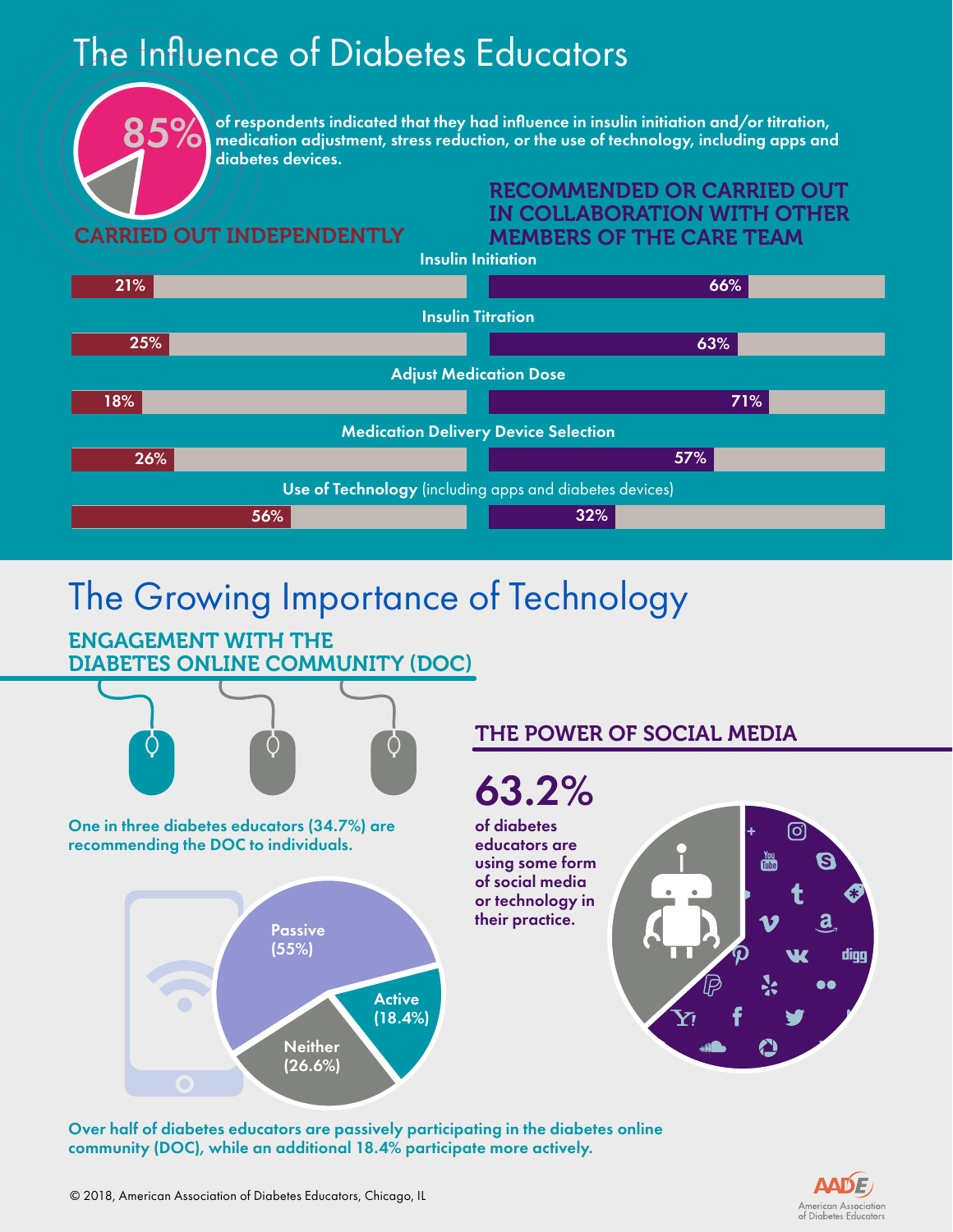# The Influence of Diabetes Educators

85%

of respondents indicated that they had influence in insulin initiation and/or titration, medication adjustment, stress reduction, or the use of technology, including apps and diabetes devices.

CARRIED OUT INDEPENDENTLY

RECOMMENDED OR CARRIED OUT IN COLLABORATION WITH OTHER MEMBERS OF THE CARE TEAM

Insulin Initiation
21%
66%

Insulin Titration
25%
63%

Adjust Medication Dose
18%
71%

Medication Delivery Device Selection
26%
57%

**Use of Technology** (including apps and diabetes devices)
56%
32%

# The Growing Importance of Technology

## ENGAGEMENT WITH THE DIABETES ONLINE COMMUNITY (DOC)

One in three diabetes educators (34.7%) are recommending the DOC to individuals.

Passive (55%)
Active (18.4%)
Neither (26.6%)

Over half of diabetes educators are passively participating in the diabetes online community (DOC), while an additional 18.4% participate more actively.

## THE POWER OF SOCIAL MEDIA

**63.2%**

of diabetes educators are using some form of social media or technology in their practice.

© 2018, American Association of Diabetes Educators, Chicago, IL

AADE American Association of Diabetes Educators